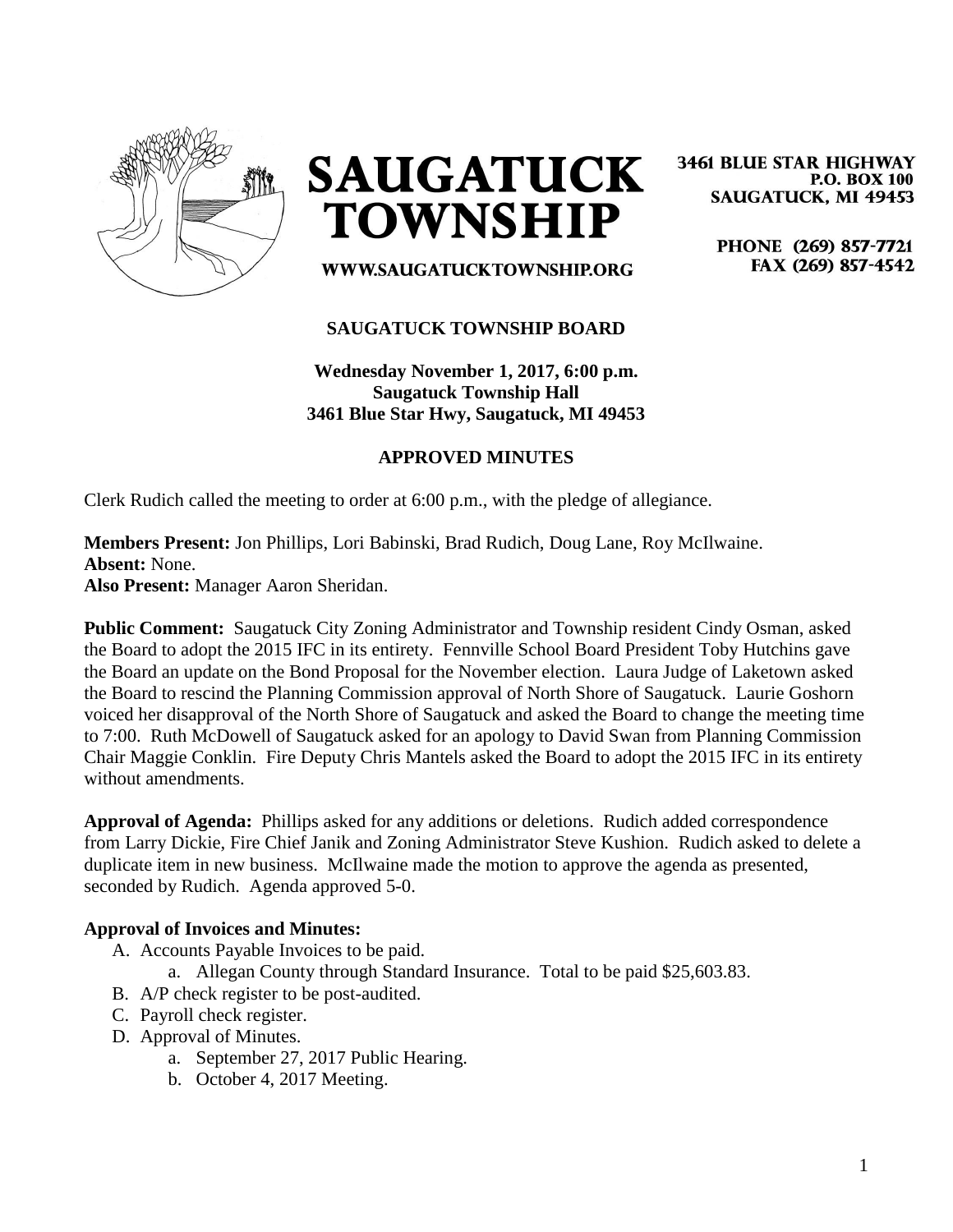# SAUGATUCK TOWNSHIP

3461 BLUE STAR HIGHWAY
P.O. BOX 100
SAUGATUCK, MI 49453

PHONE (269) 857-7721
FAX (269) 857-4542

WWW.SAUGATUCKTOWNSHIP.ORG

## SAUGATUCK TOWNSHIP BOARD

**Wednesday November 1, 2017, 6:00 p.m.**
**Saugatuck Township Hall**
**3461 Blue Star Hwy, Saugatuck, MI 49453**

### APPROVED MINUTES

Clerk Rudich called the meeting to order at 6:00 p.m., with the pledge of allegiance.

**Members Present:** Jon Phillips, Lori Babinski, Brad Rudich, Doug Lane, Roy McIlwaine.
**Absent:** None.
**Also Present:** Manager Aaron Sheridan.

**Public Comment:** Saugatuck City Zoning Administrator and Township resident Cindy Osman, asked the Board to adopt the 2015 IFC in its entirety. Fennville School Board President Toby Hutchins gave the Board an update on the Bond Proposal for the November election. Laura Judge of Laketown asked the Board to rescind the Planning Commission approval of North Shore of Saugatuck. Laurie Goshorn voiced her disapproval of the North Shore of Saugatuck and asked the Board to change the meeting time to 7:00. Ruth McDowell of Saugatuck asked for an apology to David Swan from Planning Commission Chair Maggie Conklin. Fire Deputy Chris Mantels asked the Board to adopt the 2015 IFC in its entirety without amendments.

**Approval of Agenda:** Phillips asked for any additions or deletions. Rudich added correspondence from Larry Dickie, Fire Chief Janik and Zoning Administrator Steve Kushion. Rudich asked to delete a duplicate item in new business. McIlwaine made the motion to approve the agenda as presented, seconded by Rudich. Agenda approved 5-0.

**Approval of Invoices and Minutes:**

A. Accounts Payable Invoices to be paid.
   a. Allegan County through Standard Insurance. Total to be paid $25,603.83.
B. A/P check register to be post-audited.
C. Payroll check register.
D. Approval of Minutes.
   a. September 27, 2017 Public Hearing.
   b. October 4, 2017 Meeting.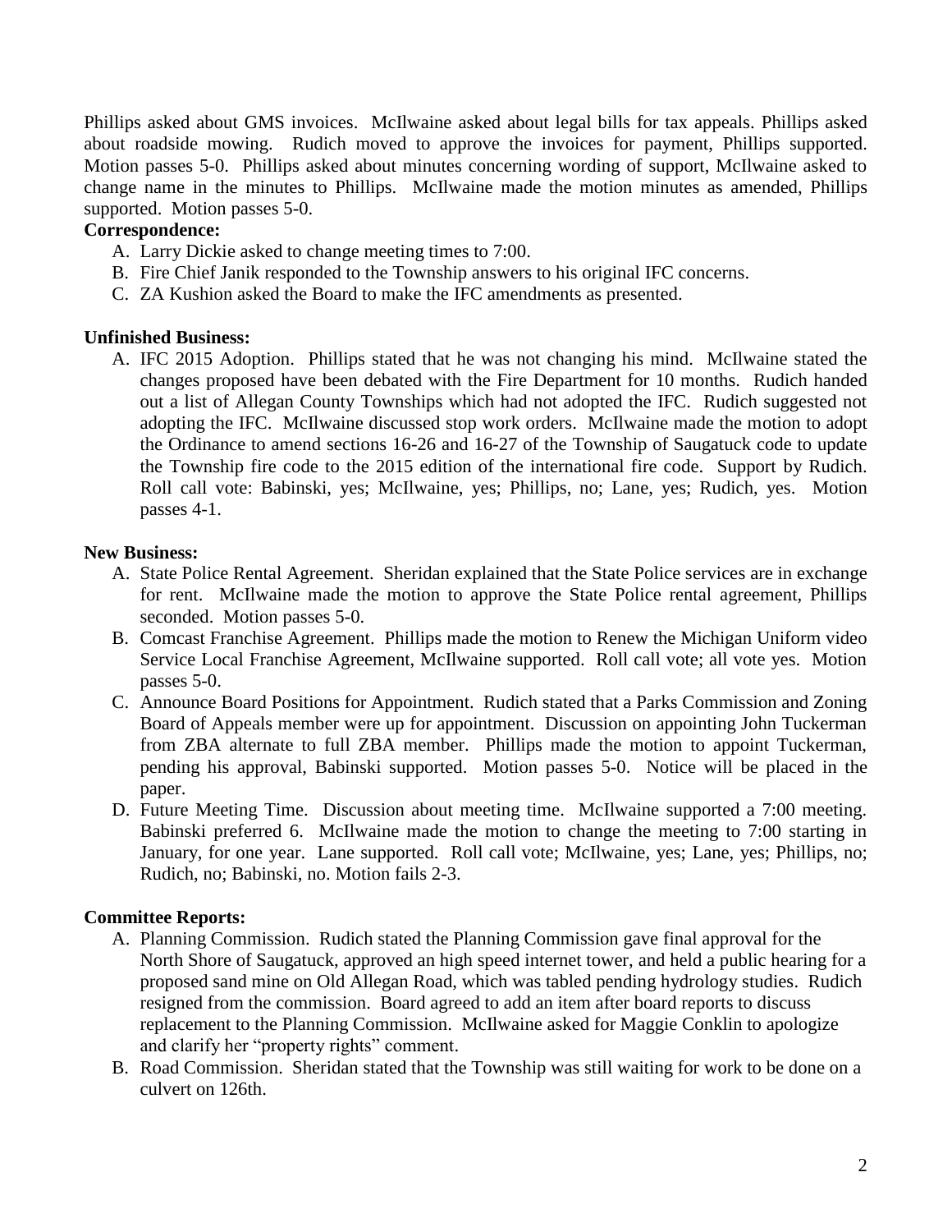Phillips asked about GMS invoices. McIlwaine asked about legal bills for tax appeals. Phillips asked about roadside mowing. Rudich moved to approve the invoices for payment, Phillips supported. Motion passes 5-0. Phillips asked about minutes concerning wording of support, McIlwaine asked to change name in the minutes to Phillips. McIlwaine made the motion minutes as amended, Phillips supported. Motion passes 5-0.

**Correspondence:**

A. Larry Dickie asked to change meeting times to 7:00.
B. Fire Chief Janik responded to the Township answers to his original IFC concerns.
C. ZA Kushion asked the Board to make the IFC amendments as presented.

**Unfinished Business:**

A. IFC 2015 Adoption. Phillips stated that he was not changing his mind. McIlwaine stated the changes proposed have been debated with the Fire Department for 10 months. Rudich handed out a list of Allegan County Townships which had not adopted the IFC. Rudich suggested not adopting the IFC. McIlwaine discussed stop work orders. McIlwaine made the motion to adopt the Ordinance to amend sections 16-26 and 16-27 of the Township of Saugatuck code to update the Township fire code to the 2015 edition of the international fire code. Support by Rudich. Roll call vote: Babinski, yes; McIlwaine, yes; Phillips, no; Lane, yes; Rudich, yes. Motion passes 4-1.

**New Business:**

A. State Police Rental Agreement. Sheridan explained that the State Police services are in exchange for rent. McIlwaine made the motion to approve the State Police rental agreement, Phillips seconded. Motion passes 5-0.
B. Comcast Franchise Agreement. Phillips made the motion to Renew the Michigan Uniform video Service Local Franchise Agreement, McIlwaine supported. Roll call vote; all vote yes. Motion passes 5-0.
C. Announce Board Positions for Appointment. Rudich stated that a Parks Commission and Zoning Board of Appeals member were up for appointment. Discussion on appointing John Tuckerman from ZBA alternate to full ZBA member. Phillips made the motion to appoint Tuckerman, pending his approval, Babinski supported. Motion passes 5-0. Notice will be placed in the paper.
D. Future Meeting Time. Discussion about meeting time. McIlwaine supported a 7:00 meeting. Babinski preferred 6. McIlwaine made the motion to change the meeting to 7:00 starting in January, for one year. Lane supported. Roll call vote; McIlwaine, yes; Lane, yes; Phillips, no; Rudich, no; Babinski, no. Motion fails 2-3.

**Committee Reports:**

A. Planning Commission. Rudich stated the Planning Commission gave final approval for the North Shore of Saugatuck, approved an high speed internet tower, and held a public hearing for a proposed sand mine on Old Allegan Road, which was tabled pending hydrology studies. Rudich resigned from the commission. Board agreed to add an item after board reports to discuss replacement to the Planning Commission. McIlwaine asked for Maggie Conklin to apologize and clarify her "property rights" comment.
B. Road Commission. Sheridan stated that the Township was still waiting for work to be done on a culvert on 126th.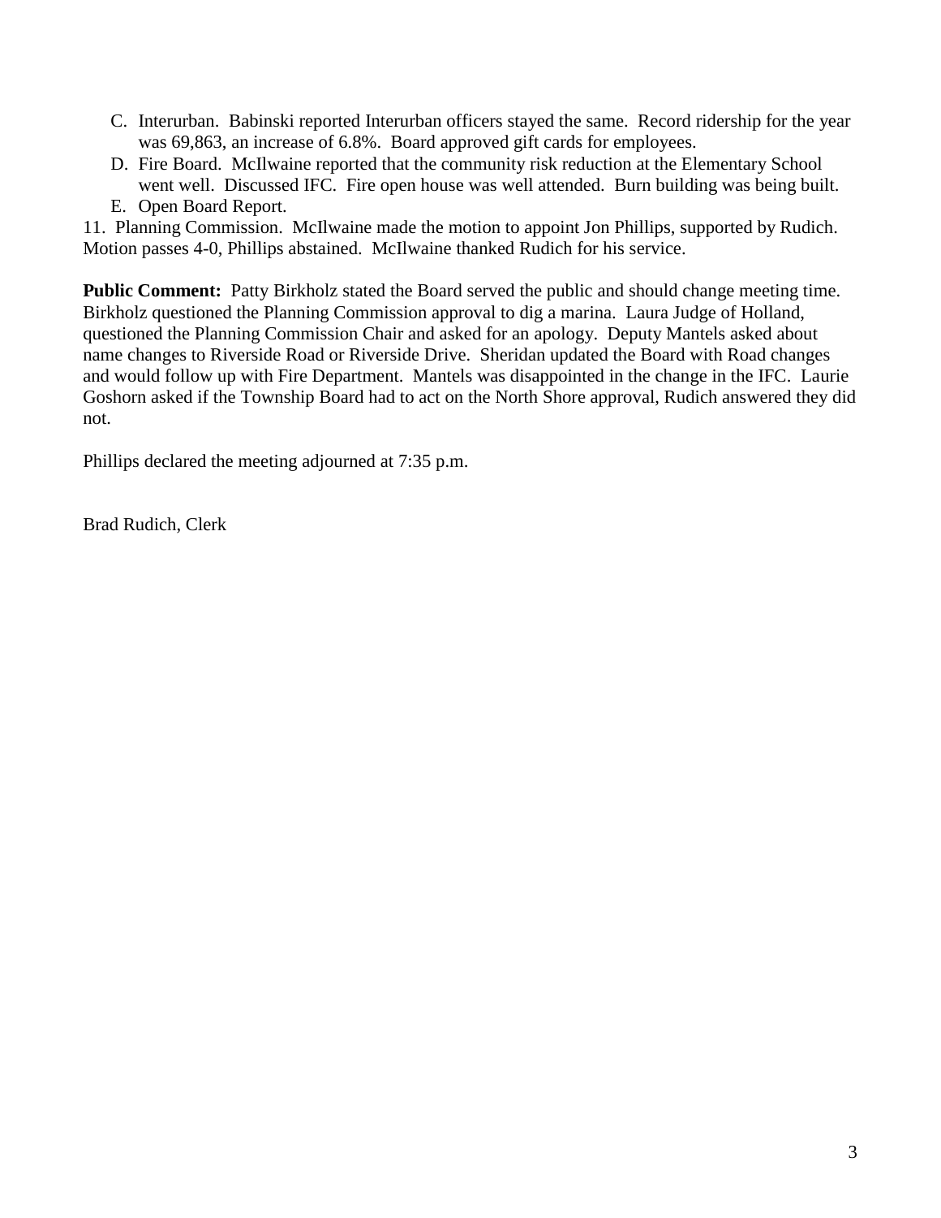C. Interurban. Babinski reported Interurban officers stayed the same. Record ridership for the year was 69,863, an increase of 6.8%. Board approved gift cards for employees.

D. Fire Board. McIlwaine reported that the community risk reduction at the Elementary School went well. Discussed IFC. Fire open house was well attended. Burn building was being built.

E. Open Board Report.

11. Planning Commission. McIlwaine made the motion to appoint Jon Phillips, supported by Rudich. Motion passes 4-0, Phillips abstained. McIlwaine thanked Rudich for his service.

**Public Comment:** Patty Birkholz stated the Board served the public and should change meeting time. Birkholz questioned the Planning Commission approval to dig a marina. Laura Judge of Holland, questioned the Planning Commission Chair and asked for an apology. Deputy Mantels asked about name changes to Riverside Road or Riverside Drive. Sheridan updated the Board with Road changes and would follow up with Fire Department. Mantels was disappointed in the change in the IFC. Laurie Goshorn asked if the Township Board had to act on the North Shore approval, Rudich answered they did not.

Phillips declared the meeting adjourned at 7:35 p.m.

Brad Rudich, Clerk